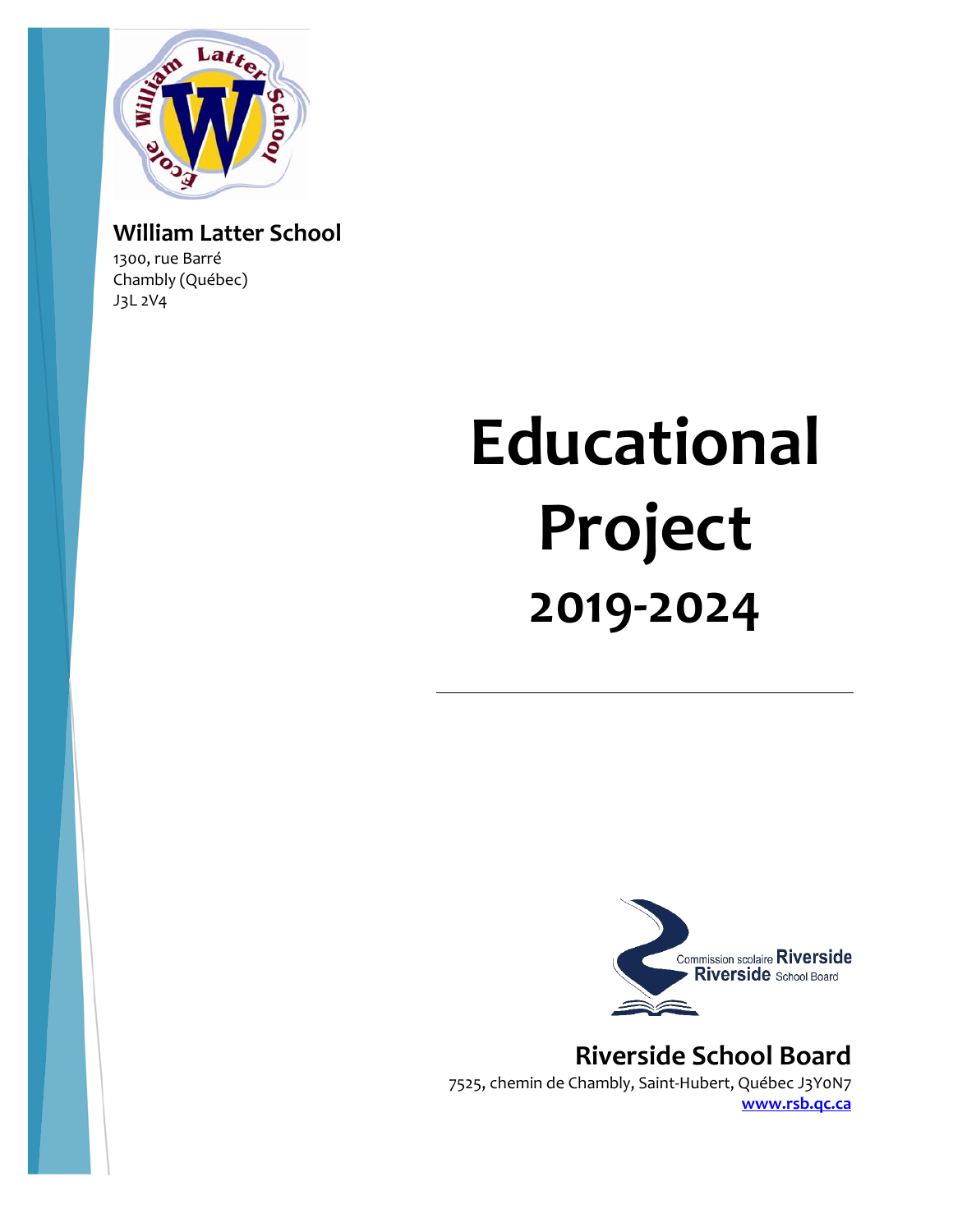**William Latter School**

1300, rue Barré
Chambly (Québec)
J3L 2V4

# Educational Project

## 2019-2024

---

## Riverside School Board

7525, chemin de Chambly, Saint-Hubert, Québec J3Y0N7
**www.rsb.qc.ca**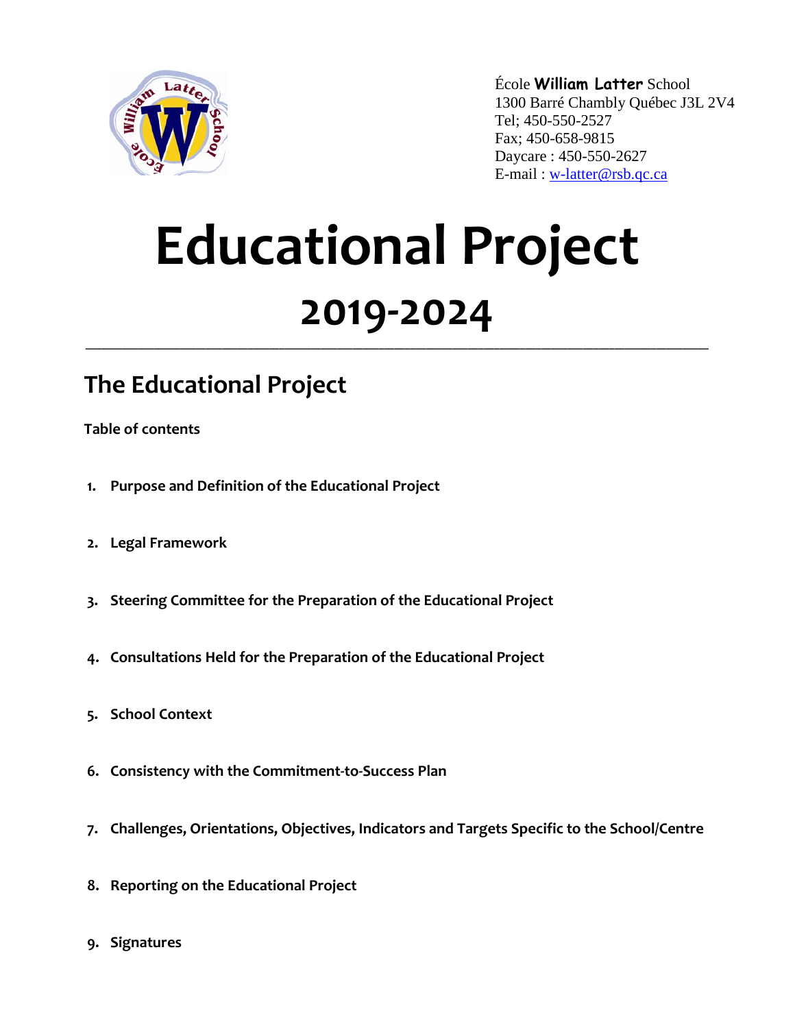École **William Latter** School
1300 Barré Chambly Québec J3L 2V4
Tel; 450-550-2527
Fax; 450-658-9815
Daycare : 450-550-2627
E-mail : w-latter@rsb.qc.ca

# Educational Project

# 2019-2024

---

## The Educational Project

**Table of contents**

1. **Purpose and Definition of the Educational Project**
2. **Legal Framework**
3. **Steering Committee for the Preparation of the Educational Project**
4. **Consultations Held for the Preparation of the Educational Project**
5. **School Context**
6. **Consistency with the Commitment-to-Success Plan**
7. **Challenges, Orientations, Objectives, Indicators and Targets Specific to the School/Centre**
8. **Reporting on the Educational Project**
9. **Signatures**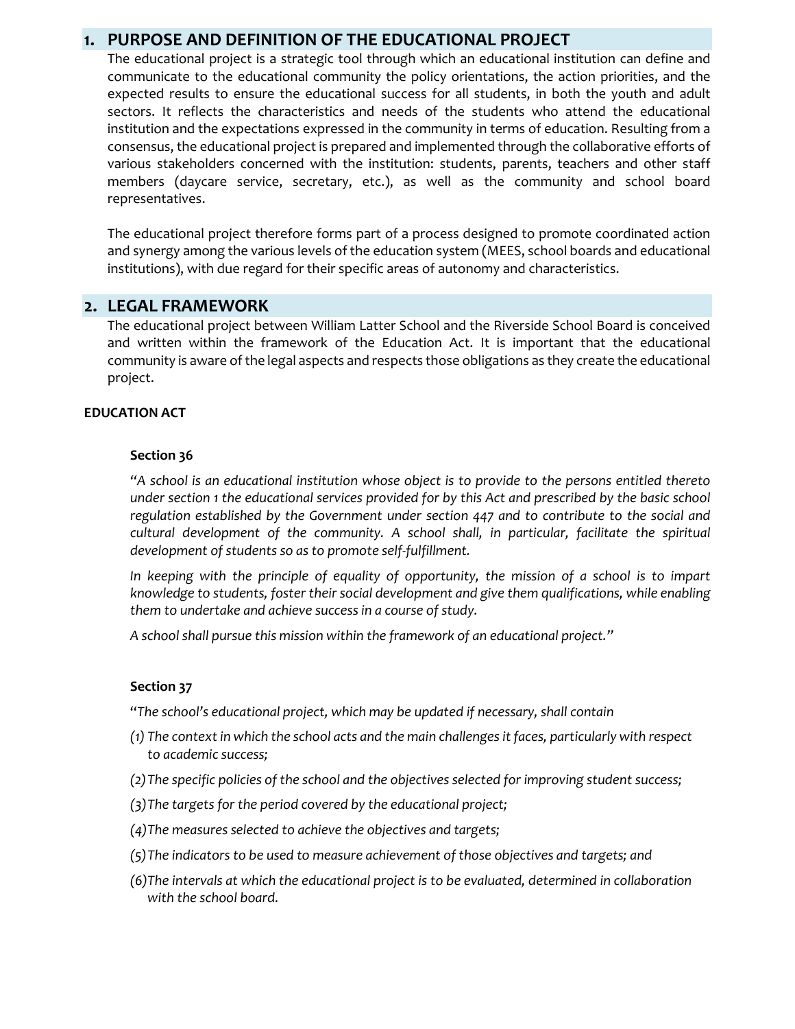## 1. PURPOSE AND DEFINITION OF THE EDUCATIONAL PROJECT

The educational project is a strategic tool through which an educational institution can define and communicate to the educational community the policy orientations, the action priorities, and the expected results to ensure the educational success for all students, in both the youth and adult sectors. It reflects the characteristics and needs of the students who attend the educational institution and the expectations expressed in the community in terms of education. Resulting from a consensus, the educational project is prepared and implemented through the collaborative efforts of various stakeholders concerned with the institution: students, parents, teachers and other staff members (daycare service, secretary, etc.), as well as the community and school board representatives.

The educational project therefore forms part of a process designed to promote coordinated action and synergy among the various levels of the education system (MEES, school boards and educational institutions), with due regard for their specific areas of autonomy and characteristics.

## 2. LEGAL FRAMEWORK

The educational project between William Latter School and the Riverside School Board is conceived and written within the framework of the Education Act. It is important that the educational community is aware of the legal aspects and respects those obligations as they create the educational project.

**EDUCATION ACT**

**Section 36**

*"A school is an educational institution whose object is to provide to the persons entitled thereto under section 1 the educational services provided for by this Act and prescribed by the basic school regulation established by the Government under section 447 and to contribute to the social and cultural development of the community. A school shall, in particular, facilitate the spiritual development of students so as to promote self-fulfillment.*

*In keeping with the principle of equality of opportunity, the mission of a school is to impart knowledge to students, foster their social development and give them qualifications, while enabling them to undertake and achieve success in a course of study.*

*A school shall pursue this mission within the framework of an educational project."*

**Section 37**

"*The school's educational project, which may be updated if necessary, shall contain*

*(1) The context in which the school acts and the main challenges it faces, particularly with respect to academic success;*

*(2) The specific policies of the school and the objectives selected for improving student success;*

*(3) The targets for the period covered by the educational project;*

*(4) The measures selected to achieve the objectives and targets;*

*(5) The indicators to be used to measure achievement of those objectives and targets; and*

*(6) The intervals at which the educational project is to be evaluated, determined in collaboration with the school board.*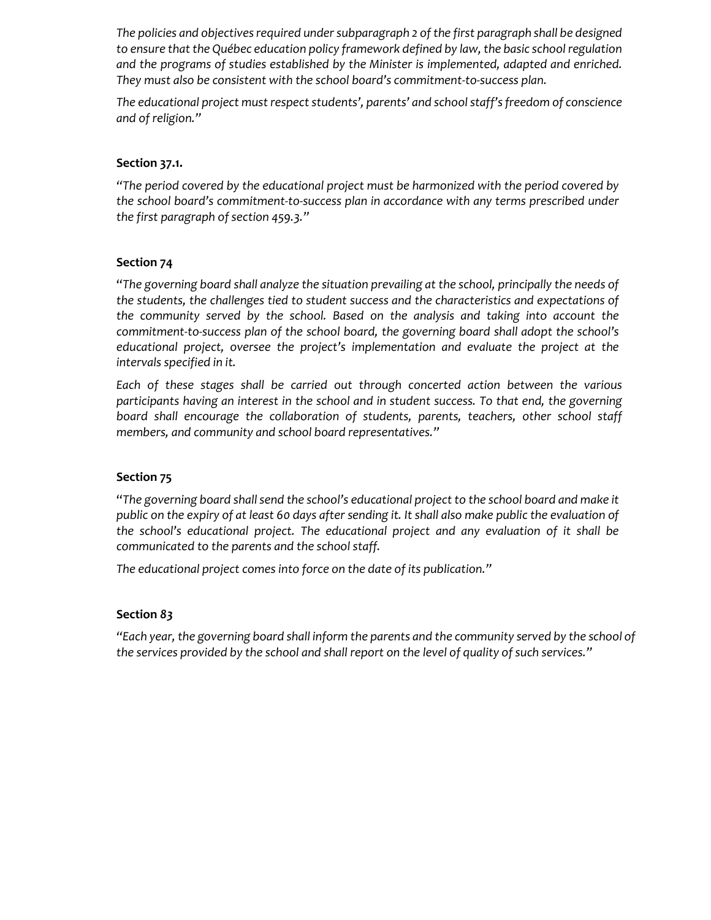*The policies and objectives required under subparagraph 2 of the first paragraph shall be designed to ensure that the Québec education policy framework defined by law, the basic school regulation and the programs of studies established by the Minister is implemented, adapted and enriched. They must also be consistent with the school board's commitment-to-success plan.*

*The educational project must respect students', parents' and school staff's freedom of conscience and of religion."*

**Section 37.1.**

*"The period covered by the educational project must be harmonized with the period covered by the school board's commitment-to-success plan in accordance with any terms prescribed under the first paragraph of section 459.3."*

**Section 74**

*"The governing board shall analyze the situation prevailing at the school, principally the needs of the students, the challenges tied to student success and the characteristics and expectations of the community served by the school. Based on the analysis and taking into account the commitment-to-success plan of the school board, the governing board shall adopt the school's educational project, oversee the project's implementation and evaluate the project at the intervals specified in it.*

*Each of these stages shall be carried out through concerted action between the various participants having an interest in the school and in student success. To that end, the governing board shall encourage the collaboration of students, parents, teachers, other school staff members, and community and school board representatives."*

**Section 75**

*"The governing board shall send the school's educational project to the school board and make it public on the expiry of at least 60 days after sending it. It shall also make public the evaluation of the school's educational project. The educational project and any evaluation of it shall be communicated to the parents and the school staff.*

*The educational project comes into force on the date of its publication."*

**Section *83***

*"Each year, the governing board shall inform the parents and the community served by the school of the services provided by the school and shall report on the level of quality of such services."*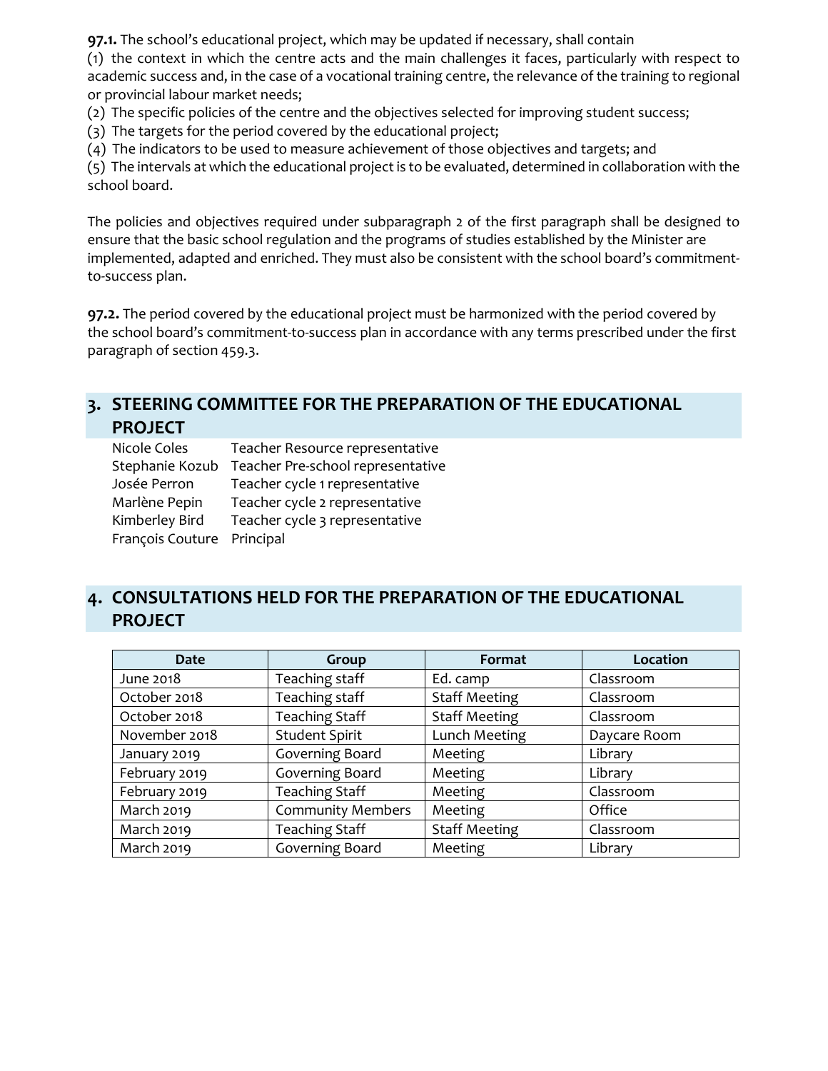**97.1.** The school's educational project, which may be updated if necessary, shall contain

(1) the context in which the centre acts and the main challenges it faces, particularly with respect to academic success and, in the case of a vocational training centre, the relevance of the training to regional or provincial labour market needs;

(2) The specific policies of the centre and the objectives selected for improving student success;

(3) The targets for the period covered by the educational project;

(4) The indicators to be used to measure achievement of those objectives and targets; and

(5) The intervals at which the educational project is to be evaluated, determined in collaboration with the school board.

The policies and objectives required under subparagraph 2 of the first paragraph shall be designed to ensure that the basic school regulation and the programs of studies established by the Minister are implemented, adapted and enriched. They must also be consistent with the school board's commitment-to-success plan.

**97.2.** The period covered by the educational project must be harmonized with the period covered by the school board's commitment-to-success plan in accordance with any terms prescribed under the first paragraph of section 459.3.

## 3. STEERING COMMITTEE FOR THE PREPARATION OF THE EDUCATIONAL PROJECT

| | |
|---|---|
| Nicole Coles | Teacher Resource representative |
| Stephanie Kozub | Teacher Pre-school representative |
| Josée Perron | Teacher cycle 1 representative |
| Marlène Pepin | Teacher cycle 2 representative |
| Kimberley Bird | Teacher cycle 3 representative |
| François Couture | Principal |

## 4. CONSULTATIONS HELD FOR THE PREPARATION OF THE EDUCATIONAL PROJECT

| Date | Group | Format | Location |
|---|---|---|---|
| June 2018 | Teaching staff | Ed. camp | Classroom |
| October 2018 | Teaching staff | Staff Meeting | Classroom |
| October 2018 | Teaching Staff | Staff Meeting | Classroom |
| November 2018 | Student Spirit | Lunch Meeting | Daycare Room |
| January 2019 | Governing Board | Meeting | Library |
| February 2019 | Governing Board | Meeting | Library |
| February 2019 | Teaching Staff | Meeting | Classroom |
| March 2019 | Community Members | Meeting | Office |
| March 2019 | Teaching Staff | Staff Meeting | Classroom |
| March 2019 | Governing Board | Meeting | Library |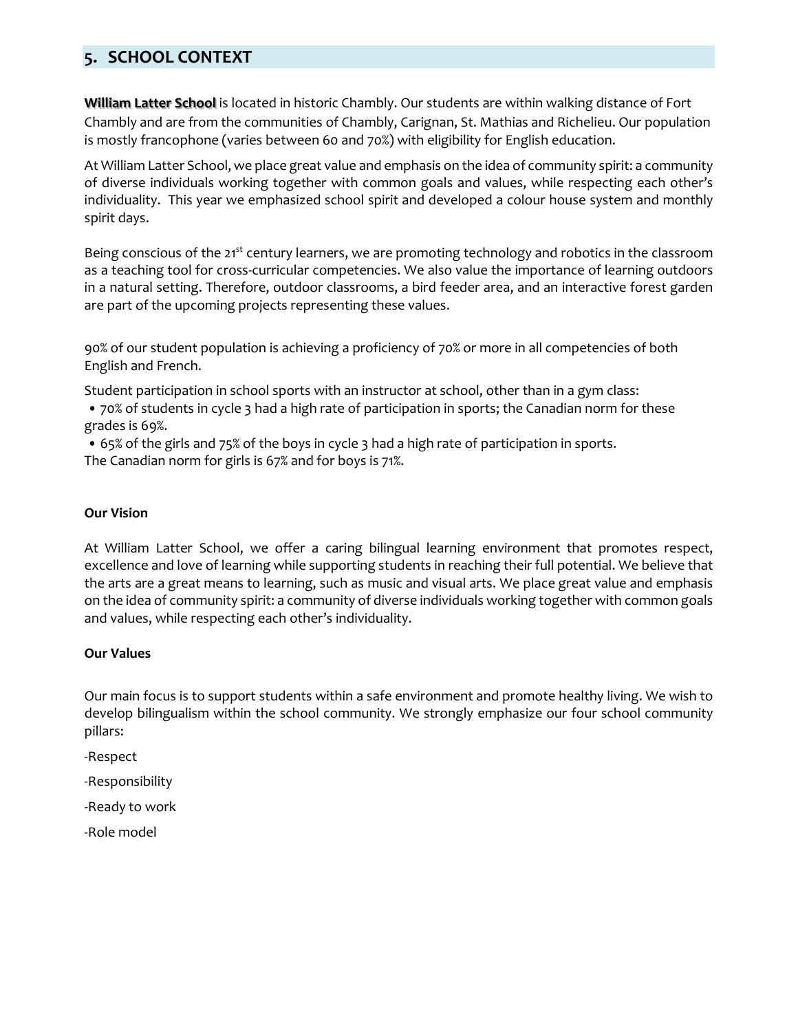## 5. SCHOOL CONTEXT

**William Latter School** is located in historic Chambly. Our students are within walking distance of Fort Chambly and are from the communities of Chambly, Carignan, St. Mathias and Richelieu. Our population is mostly francophone (varies between 60 and 70%) with eligibility for English education.

At William Latter School, we place great value and emphasis on the idea of community spirit: a community of diverse individuals working together with common goals and values, while respecting each other's individuality. This year we emphasized school spirit and developed a colour house system and monthly spirit days.

Being conscious of the 21st century learners, we are promoting technology and robotics in the classroom as a teaching tool for cross-curricular competencies. We also value the importance of learning outdoors in a natural setting. Therefore, outdoor classrooms, a bird feeder area, and an interactive forest garden are part of the upcoming projects representing these values.

90% of our student population is achieving a proficiency of 70% or more in all competencies of both English and French.

Student participation in school sports with an instructor at school, other than in a gym class:

- 70% of students in cycle 3 had a high rate of participation in sports; the Canadian norm for these grades is 69%.
- 65% of the girls and 75% of the boys in cycle 3 had a high rate of participation in sports.

The Canadian norm for girls is 67% and for boys is 71%.

**Our Vision**

At William Latter School, we offer a caring bilingual learning environment that promotes respect, excellence and love of learning while supporting students in reaching their full potential. We believe that the arts are a great means to learning, such as music and visual arts. We place great value and emphasis on the idea of community spirit: a community of diverse individuals working together with common goals and values, while respecting each other's individuality.

**Our Values**

Our main focus is to support students within a safe environment and promote healthy living. We wish to develop bilingualism within the school community. We strongly emphasize our four school community pillars:

-Respect

-Responsibility

-Ready to work

-Role model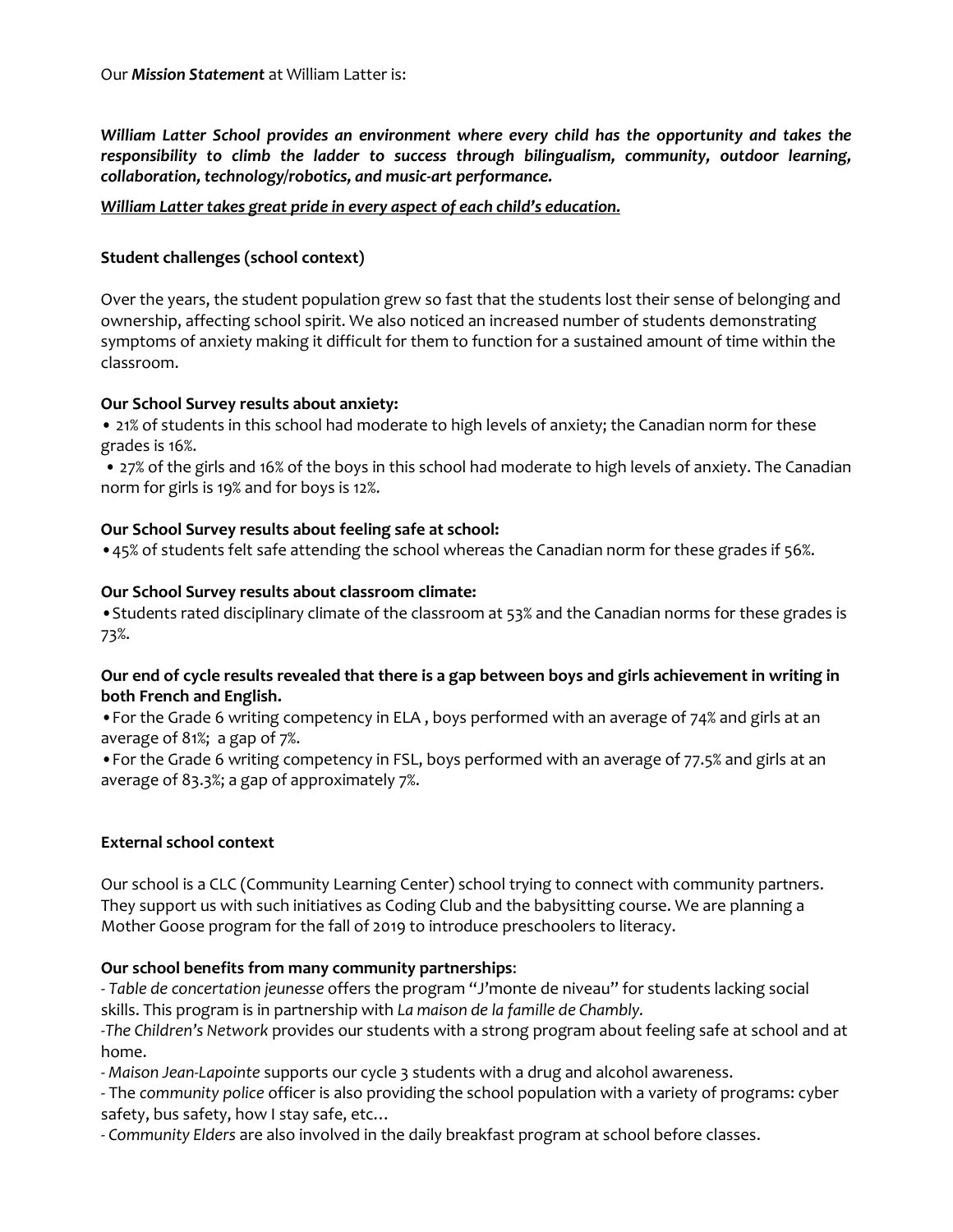Our ***Mission Statement*** at William Latter is:

***William Latter School provides an environment where every child has the opportunity and takes the responsibility to climb the ladder to success through bilingualism, community, outdoor learning, collaboration, technology/robotics, and music-art performance.***

***<u>William Latter takes great pride in every aspect of each child's education.</u>***

**Student challenges (school context)**

Over the years, the student population grew so fast that the students lost their sense of belonging and ownership, affecting school spirit. We also noticed an increased number of students demonstrating symptoms of anxiety making it difficult for them to function for a sustained amount of time within the classroom.

**Our School Survey results about anxiety:**

- 21% of students in this school had moderate to high levels of anxiety; the Canadian norm for these grades is 16%.
- 27% of the girls and 16% of the boys in this school had moderate to high levels of anxiety. The Canadian norm for girls is 19% and for boys is 12%.

**Our School Survey results about feeling safe at school:**

- 45% of students felt safe attending the school whereas the Canadian norm for these grades if 56%.

**Our School Survey results about classroom climate:**

- Students rated disciplinary climate of the classroom at 53% and the Canadian norms for these grades is 73%.

**Our end of cycle results revealed that there is a gap between boys and girls achievement in writing in both French and English.**

- For the Grade 6 writing competency in ELA , boys performed with an average of 74% and girls at an average of 81%; a gap of 7%.
- For the Grade 6 writing competency in FSL, boys performed with an average of 77.5% and girls at an average of 83.3%; a gap of approximately 7%.

**External school context**

Our school is a CLC (Community Learning Center) school trying to connect with community partners. They support us with such initiatives as Coding Club and the babysitting course. We are planning a Mother Goose program for the fall of 2019 to introduce preschoolers to literacy.

**Our school benefits from many community partnerships**:

- *Table de concertation jeunesse* offers the program "J'monte de niveau" for students lacking social skills. This program is in partnership with *La maison de la famille de Chambly.*
- *The Children's Network* provides our students with a strong program about feeling safe at school and at home.
- *Maison Jean-Lapointe* supports our cycle 3 students with a drug and alcohol awareness.
- The *community police* officer is also providing the school population with a variety of programs: cyber safety, bus safety, how I stay safe, etc…
- *Community Elders* are also involved in the daily breakfast program at school before classes.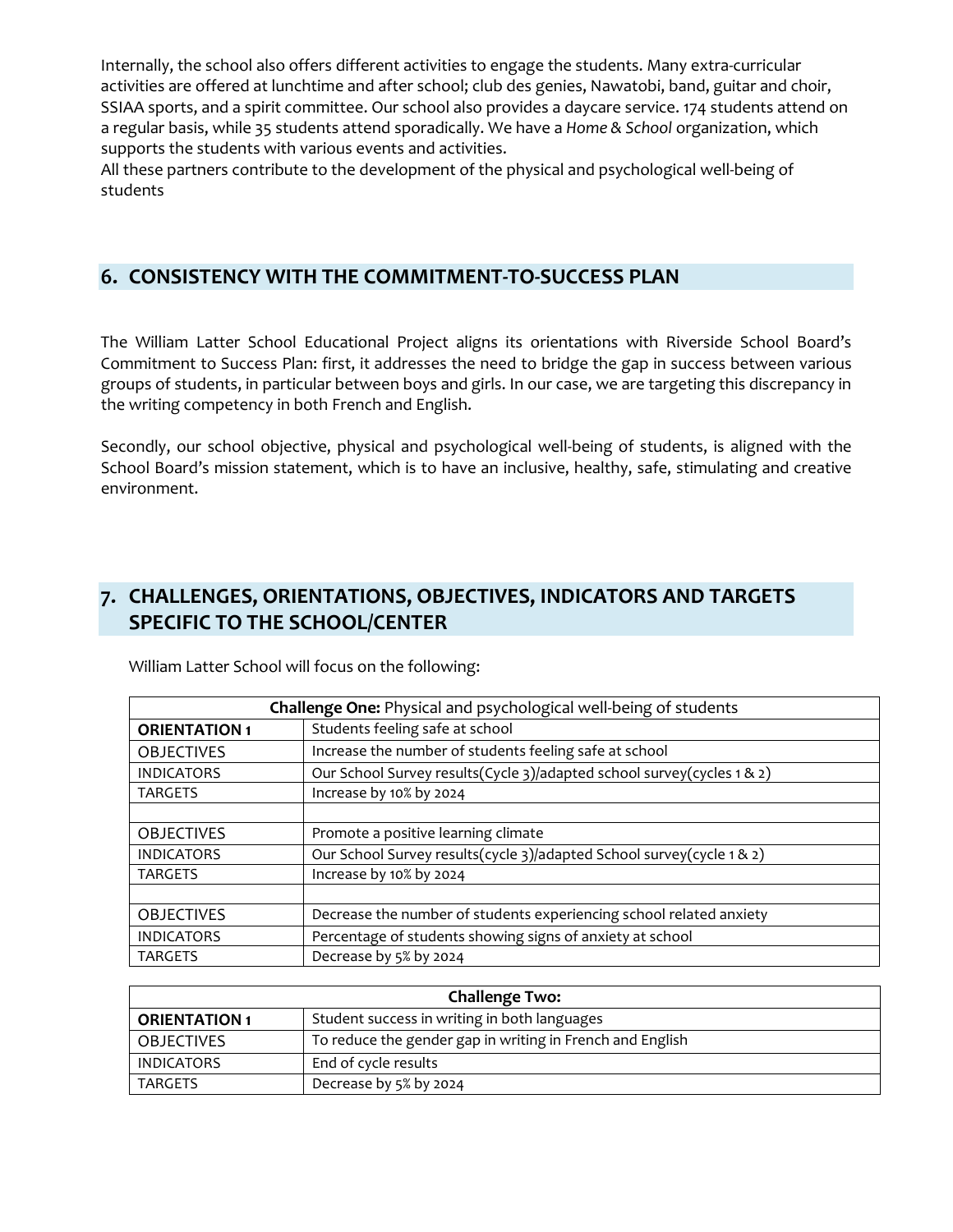Internally, the school also offers different activities to engage the students. Many extra-curricular activities are offered at lunchtime and after school; club des genies, Nawatobi, band, guitar and choir, SSIAA sports, and a spirit committee. Our school also provides a daycare service. 174 students attend on a regular basis, while 35 students attend sporadically. We have a *Home & School* organization, which supports the students with various events and activities.
All these partners contribute to the development of the physical and psychological well-being of students

## 6. CONSISTENCY WITH THE COMMITMENT-TO-SUCCESS PLAN

The William Latter School Educational Project aligns its orientations with Riverside School Board's Commitment to Success Plan: first, it addresses the need to bridge the gap in success between various groups of students, in particular between boys and girls. In our case, we are targeting this discrepancy in the writing competency in both French and English.

Secondly, our school objective, physical and psychological well-being of students, is aligned with the School Board's mission statement, which is to have an inclusive, healthy, safe, stimulating and creative environment.

## 7. CHALLENGES, ORIENTATIONS, OBJECTIVES, INDICATORS AND TARGETS SPECIFIC TO THE SCHOOL/CENTER

William Latter School will focus on the following:

| **Challenge One:** Physical and psychological well-being of students | |
|---|---|
| **ORIENTATION 1** | Students feeling safe at school |
| OBJECTIVES | Increase the number of students feeling safe at school |
| INDICATORS | Our School Survey results(Cycle 3)/adapted school survey(cycles 1 & 2) |
| TARGETS | Increase by 10% by 2024 |
| | |
| OBJECTIVES | Promote a positive learning climate |
| INDICATORS | Our School Survey results(cycle 3)/adapted School survey(cycle 1 & 2) |
| TARGETS | Increase by 10% by 2024 |
| | |
| OBJECTIVES | Decrease the number of students experiencing school related anxiety |
| INDICATORS | Percentage of students showing signs of anxiety at school |
| TARGETS | Decrease by 5% by 2024 |

| **Challenge Two:** | |
|---|---|
| **ORIENTATION 1** | Student success in writing in both languages |
| OBJECTIVES | To reduce the gender gap in writing in French and English |
| INDICATORS | End of cycle results |
| TARGETS | Decrease by 5% by 2024 |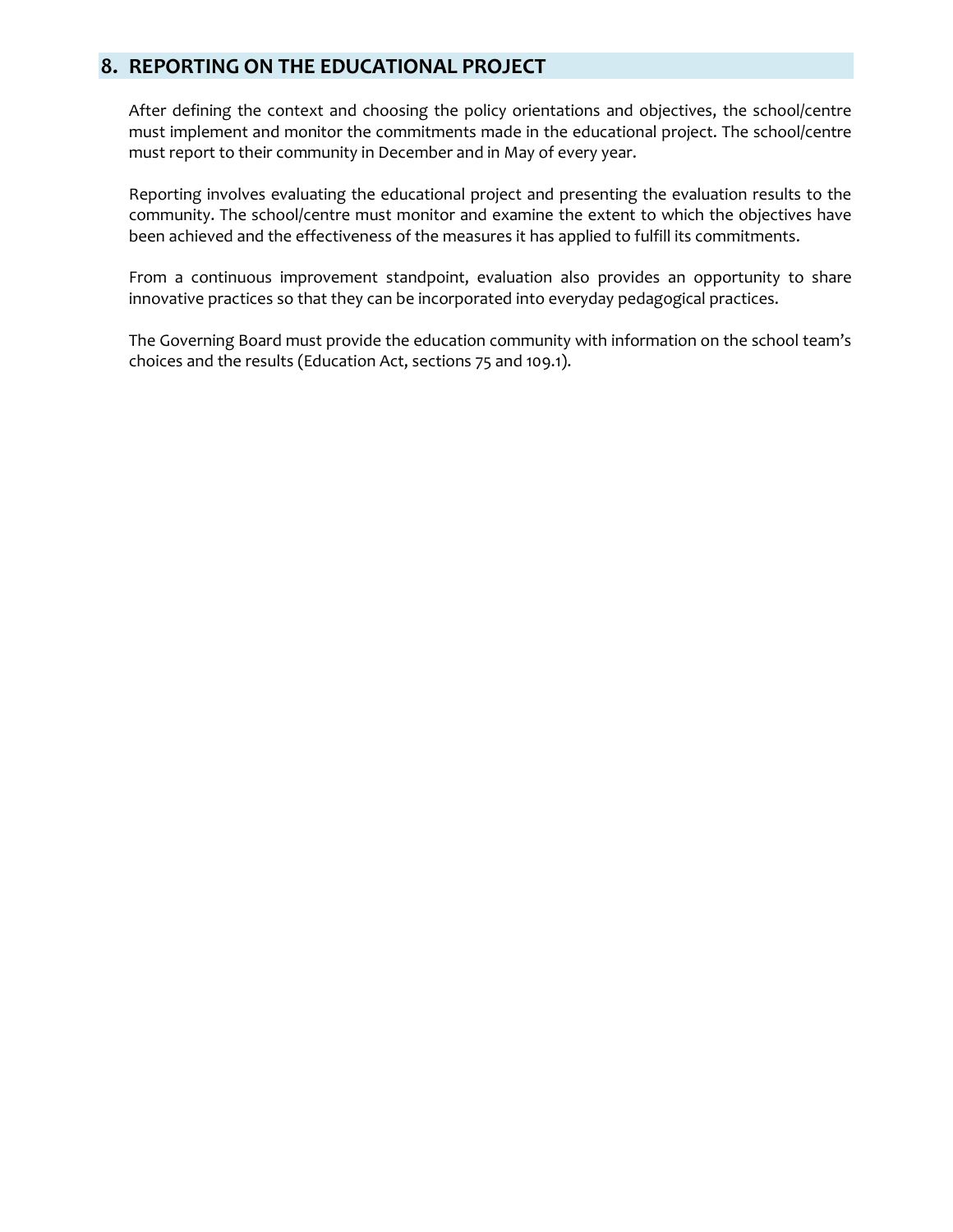## 8. REPORTING ON THE EDUCATIONAL PROJECT

After defining the context and choosing the policy orientations and objectives, the school/centre must implement and monitor the commitments made in the educational project. The school/centre must report to their community in December and in May of every year.

Reporting involves evaluating the educational project and presenting the evaluation results to the community. The school/centre must monitor and examine the extent to which the objectives have been achieved and the effectiveness of the measures it has applied to fulfill its commitments.

From a continuous improvement standpoint, evaluation also provides an opportunity to share innovative practices so that they can be incorporated into everyday pedagogical practices.

The Governing Board must provide the education community with information on the school team's choices and the results (Education Act, sections 75 and 109.1).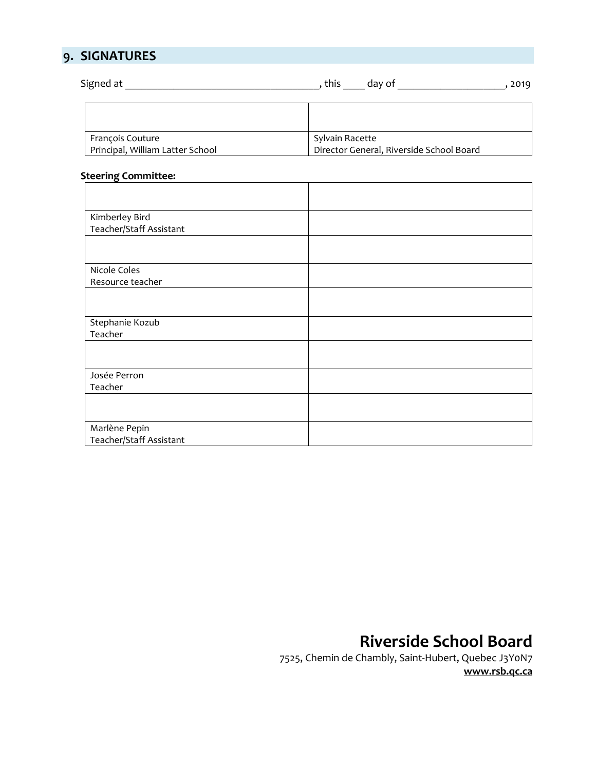## 9. SIGNATURES

Signed at ___________________________________, this ____ day of ___________________, 2019

| | |
|---|---|
| | |
| François Couture<br>Principal, William Latter School | Sylvain Racette<br>Director General, Riverside School Board |

**Steering Committee:**

| | |
|---|---|
| | |
| Kimberley Bird<br>Teacher/Staff Assistant | |
| | |
| Nicole Coles<br>Resource teacher | |
| | |
| Stephanie Kozub<br>Teacher | |
| | |
| Josée Perron<br>Teacher | |
| | |
| Marlène Pepin<br>Teacher/Staff Assistant | |

**Riverside School Board**
7525, Chemin de Chambly, Saint-Hubert, Quebec J3Y0N7
**www.rsb.qc.ca**